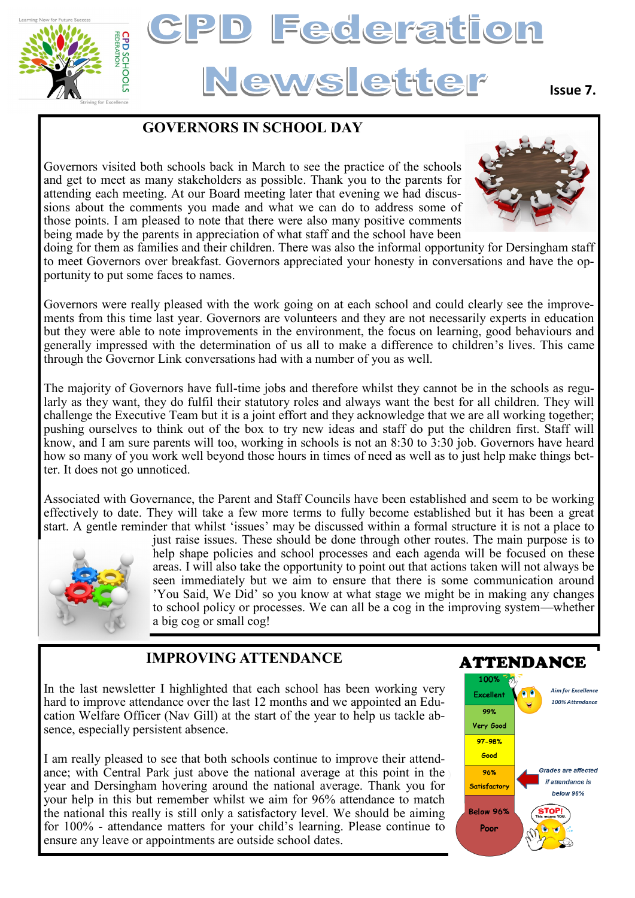# CPD Federation Newsletter

Issue 7.

## GOVERNORS IN SCHOOL DAY

Governors visited both schools back in March to see the practice of the schools and get to meet as many stakeholders as possible. Thank you to the parents for attending each meeting. At our Board meeting later that evening we had discussions about the comments you made and what we can do to address some of those points. I am pleased to note that there were also many positive comments being made by the parents in appreciation of what staff and the school have been doing for them as families and their children. There was also the informal opportunity for Dersingham staff to meet Governors over breakfast. Governors appreciated your honesty in conversations and have the opportunity to put some faces to names.

Governors were really pleased with the work going on at each school and could clearly see the improvements from this time last year. Governors are volunteers and they are not necessarily experts in education but they were able to note improvements in the environment, the focus on learning, good behaviours and generally impressed with the determination of us all to make a difference to children's lives. This came through the Governor Link conversations had with a number of you as well.

The majority of Governors have full-time jobs and therefore whilst they cannot be in the schools as regularly as they want, they do fulfil their statutory roles and always want the best for all children. They will challenge the Executive Team but it is a joint effort and they acknowledge that we are all working together; pushing ourselves to think out of the box to try new ideas and staff do put the children first. Staff will know, and I am sure parents will too, working in schools is not an 8:30 to 3:30 job. Governors have heard how so many of you work well beyond those hours in times of need as well as to just help make things better. It does not go unnoticed.

Associated with Governance, the Parent and Staff Councils have been established and seem to be working effectively to date. They will take a few more terms to fully become established but it has been a great start. A gentle reminder that whilst 'issues' may be discussed within a formal structure it is not a place to just raise issues. These should be done through other routes. The main purpose is to help shape policies and school processes and each agenda will be focused on these areas. I will also take the opportunity to point out that actions taken will not always be seen immediately but we aim to ensure that there is some communication around 'You Said, We Did' so you know at what stage we might be in making any changes to school policy or processes. We can all be a cog in the improving system—whether a big cog or small cog!

## IMPROVING ATTENDANCE

In the last newsletter I highlighted that each school has been working very hard to improve attendance over the last 12 months and we appointed an Education Welfare Officer (Nav Gill) at the start of the year to help us tackle absence, especially persistent absence.

I am really pleased to see that both schools continue to improve their attendance; with Central Park just above the national average at this point in the year and Dersingham hovering around the national average. Thank you for your help in this but remember whilst we aim for 96% attendance to match the national this really is still only a satisfactory level. We should be aiming for 100% - attendance matters for your child's learning. Please continue to ensure any leave or appointments are outside school dates.

### ATTENDANCE

| Attendance | Rating |
|---|---|
| 100% | Excellent |
| 99% | Very Good |
| 97-98% | Good |
| 96% | Satisfactory |
| Below 96% | Poor |

*Aim for Excellence 100% Attendance*

*Grades are affected if attendance is below 96%*

STOP! This means YOU.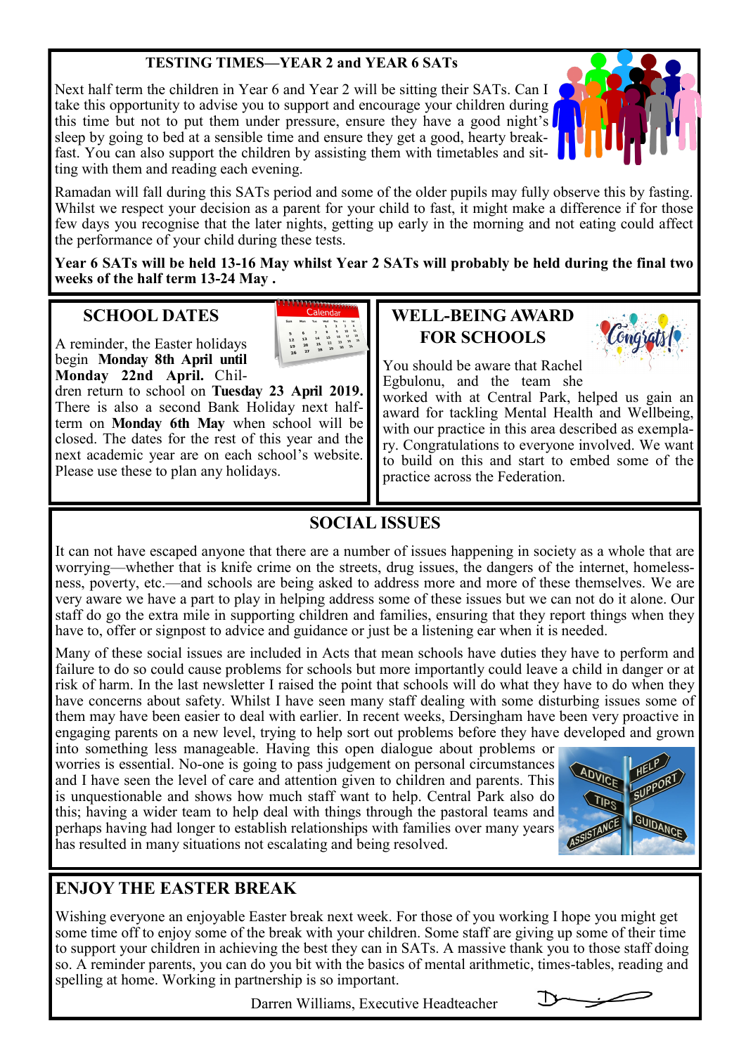## TESTING TIMES—YEAR 2 and YEAR 6 SATs

Next half term the children in Year 6 and Year 2 will be sitting their SATs. Can I take this opportunity to advise you to support and encourage your children during this time but not to put them under pressure, ensure they have a good night's sleep by going to bed at a sensible time and ensure they get a good, hearty breakfast. You can also support the children by assisting them with timetables and sitting with them and reading each evening.

Ramadan will fall during this SATs period and some of the older pupils may fully observe this by fasting. Whilst we respect your decision as a parent for your child to fast, it might make a difference if for those few days you recognise that the later nights, getting up early in the morning and not eating could affect the performance of your child during these tests.

**Year 6 SATs will be held 13-16 May whilst Year 2 SATs will probably be held during the final two weeks of the half term 13-24 May .**

## SCHOOL DATES

A reminder, the Easter holidays begin **Monday 8th April until Monday 22nd April.** Children return to school on **Tuesday 23 April 2019.** There is also a second Bank Holiday next half-term on **Monday 6th May** when school will be closed. The dates for the rest of this year and the next academic year are on each school's website. Please use these to plan any holidays.

## WELL-BEING AWARD FOR SCHOOLS

You should be aware that Rachel Egbulonu, and the team she worked with at Central Park, helped us gain an award for tackling Mental Health and Wellbeing, with our practice in this area described as exemplary. Congratulations to everyone involved. We want to build on this and start to embed some of the practice across the Federation.

## SOCIAL ISSUES

It can not have escaped anyone that there are a number of issues happening in society as a whole that are worrying—whether that is knife crime on the streets, drug issues, the dangers of the internet, homelessness, poverty, etc.—and schools are being asked to address more and more of these themselves. We are very aware we have a part to play in helping address some of these issues but we can not do it alone. Our staff do go the extra mile in supporting children and families, ensuring that they report things when they have to, offer or signpost to advice and guidance or just be a listening ear when it is needed.

Many of these social issues are included in Acts that mean schools have duties they have to perform and failure to do so could cause problems for schools but more importantly could leave a child in danger or at risk of harm. In the last newsletter I raised the point that schools will do what they have to do when they have concerns about safety. Whilst I have seen many staff dealing with some disturbing issues some of them may have been easier to deal with earlier. In recent weeks, Dersingham have been very proactive in engaging parents on a new level, trying to help sort out problems before they have developed and grown into something less manageable. Having this open dialogue about problems or worries is essential. No-one is going to pass judgement on personal circumstances and I have seen the level of care and attention given to children and parents. This is unquestionable and shows how much staff want to help. Central Park also do this; having a wider team to help deal with things through the pastoral teams and perhaps having had longer to establish relationships with families over many years has resulted in many situations not escalating and being resolved.

## ENJOY THE EASTER BREAK

Wishing everyone an enjoyable Easter break next week. For those of you working I hope you might get some time off to enjoy some of the break with your children. Some staff are giving up some of their time to support your children in achieving the best they can in SATs. A massive thank you to those staff doing so. A reminder parents, you can do you bit with the basics of mental arithmetic, times-tables, reading and spelling at home. Working in partnership is so important.

Darren Williams, Executive Headteacher